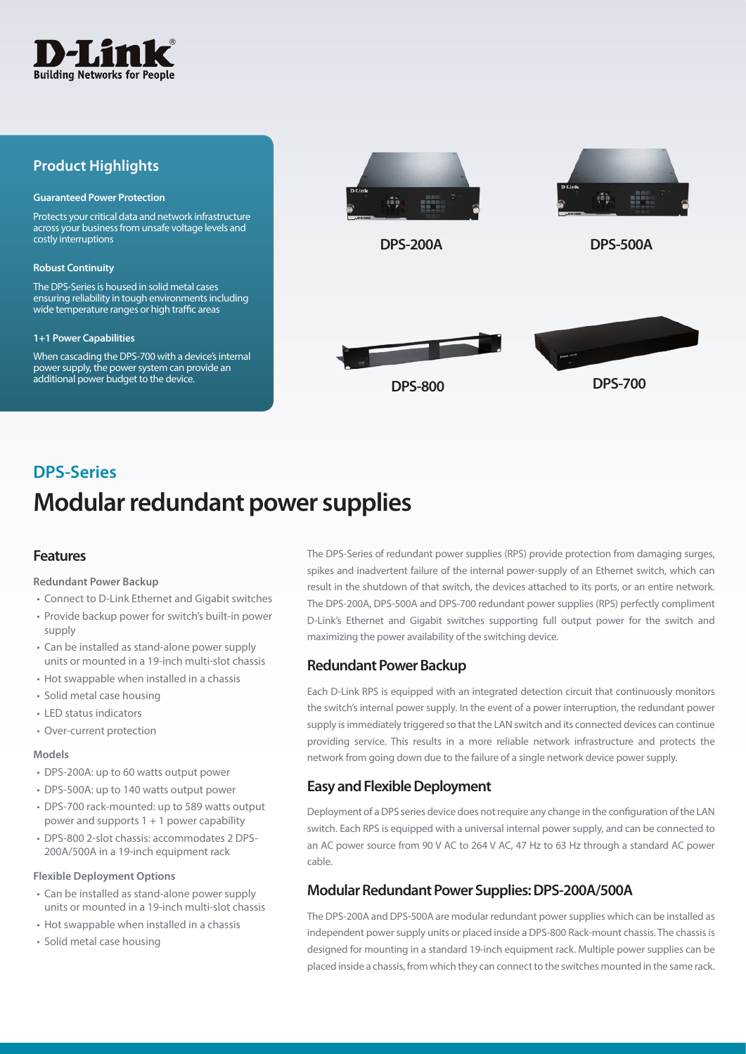## Product Highlights

**Guaranteed Power Protection**

Protects your critical data and network infrastructure across your business from unsafe voltage levels and costly interruptions

**Robust Continuity**

The DPS-Series is housed in solid metal cases ensuring reliability in tough environments including wide temperature ranges or high traffic areas

**1+1 Power Capabilities**

When cascading the DPS-700 with a device's internal power supply, the power system can provide an additional power budget to the device.

DPS-200A

DPS-500A

DPS-800

DPS-700

## DPS-Series

# Modular redundant power supplies

## Features

**Redundant Power Backup**

- Connect to D-Link Ethernet and Gigabit switches
- Provide backup power for switch's built-in power supply
- Can be installed as stand-alone power supply units or mounted in a 19-inch multi-slot chassis
- Hot swappable when installed in a chassis
- Solid metal case housing
- LED status indicators
- Over-current protection

**Models**

- DPS-200A: up to 60 watts output power
- DPS-500A: up to 140 watts output power
- DPS-700 rack-mounted: up to 589 watts output power and supports 1 + 1 power capability
- DPS-800 2-slot chassis: accommodates 2 DPS-200A/500A in a 19-inch equipment rack

**Flexible Deployment Options**

- Can be installed as stand-alone power supply units or mounted in a 19-inch multi-slot chassis
- Hot swappable when installed in a chassis
- Solid metal case housing

The DPS-Series of redundant power supplies (RPS) provide protection from damaging surges, spikes and inadvertent failure of the internal power-supply of an Ethernet switch, which can result in the shutdown of that switch, the devices attached to its ports, or an entire network. The DPS-200A, DPS-500A and DPS-700 redundant power supplies (RPS) perfectly compliment D-Link's Ethernet and Gigabit switches supporting full output power for the switch and maximizing the power availability of the switching device.

## Redundant Power Backup

Each D-Link RPS is equipped with an integrated detection circuit that continuously monitors the switch's internal power supply. In the event of a power interruption, the redundant power supply is immediately triggered so that the LAN switch and its connected devices can continue providing service. This results in a more reliable network infrastructure and protects the network from going down due to the failure of a single network device power supply.

## Easy and Flexible Deployment

Deployment of a DPS series device does not require any change in the configuration of the LAN switch. Each RPS is equipped with a universal internal power supply, and can be connected to an AC power source from 90 V AC to 264 V AC, 47 Hz to 63 Hz through a standard AC power cable.

## Modular Redundant Power Supplies: DPS-200A/500A

The DPS-200A and DPS-500A are modular redundant power supplies which can be installed as independent power supply units or placed inside a DPS-800 Rack-mount chassis. The chassis is designed for mounting in a standard 19-inch equipment rack. Multiple power supplies can be placed inside a chassis, from which they can connect to the switches mounted in the same rack.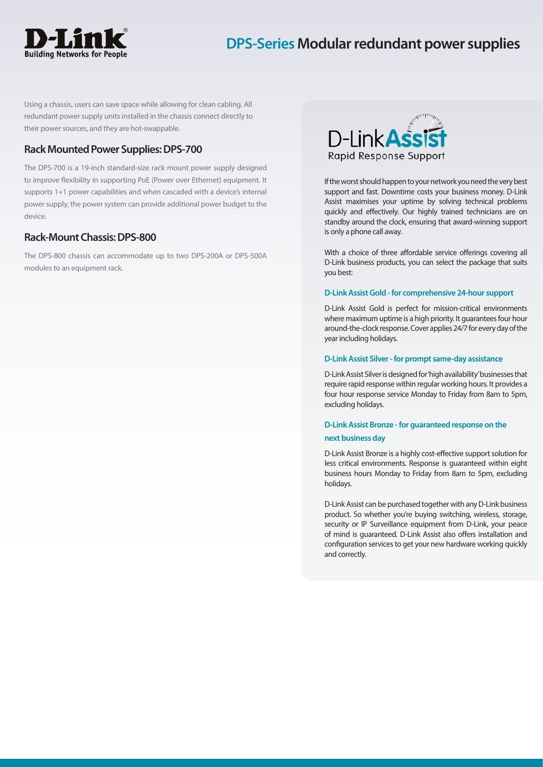Using a chassis, users can save space while allowing for clean cabling. All redundant power supply units installed in the chassis connect directly to their power sources, and they are hot-swappable.

## Rack Mounted Power Supplies: DPS-700

The DPS-700 is a 19-inch standard-size rack mount power supply designed to improve flexibility in supporting PoE (Power over Ethernet) equipment. It supports 1+1 power capabilities and when cascaded with a device's internal power supply, the power system can provide additional power budget to the device.

## Rack-Mount Chassis: DPS-800

The DPS-800 chassis can accommodate up to two DPS-200A or DPS-500A modules to an equipment rack.

## D-Link Assist

Rapid Response Support

If the worst should happen to your network you need the very best support and fast. Downtime costs your business money. D-Link Assist maximises your uptime by solving technical problems quickly and effectively. Our highly trained technicians are on standby around the clock, ensuring that award-winning support is only a phone call away.

With a choice of three affordable service offerings covering all D-Link business products, you can select the package that suits you best:

### D-Link Assist Gold - for comprehensive 24-hour support

D-Link Assist Gold is perfect for mission-critical environments where maximum uptime is a high priority. It guarantees four hour around-the-clock response. Cover applies 24/7 for every day of the year including holidays.

### D-Link Assist Silver - for prompt same-day assistance

D-Link Assist Silver is designed for 'high availability' businesses that require rapid response within regular working hours. It provides a four hour response service Monday to Friday from 8am to 5pm, excluding holidays.

### D-Link Assist Bronze - for guaranteed response on the next business day

D-Link Assist Bronze is a highly cost-effective support solution for less critical environments. Response is guaranteed within eight business hours Monday to Friday from 8am to 5pm, excluding holidays.

D-Link Assist can be purchased together with any D-Link business product. So whether you're buying switching, wireless, storage, security or IP Surveillance equipment from D-Link, your peace of mind is guaranteed. D-Link Assist also offers installation and configuration services to get your new hardware working quickly and correctly.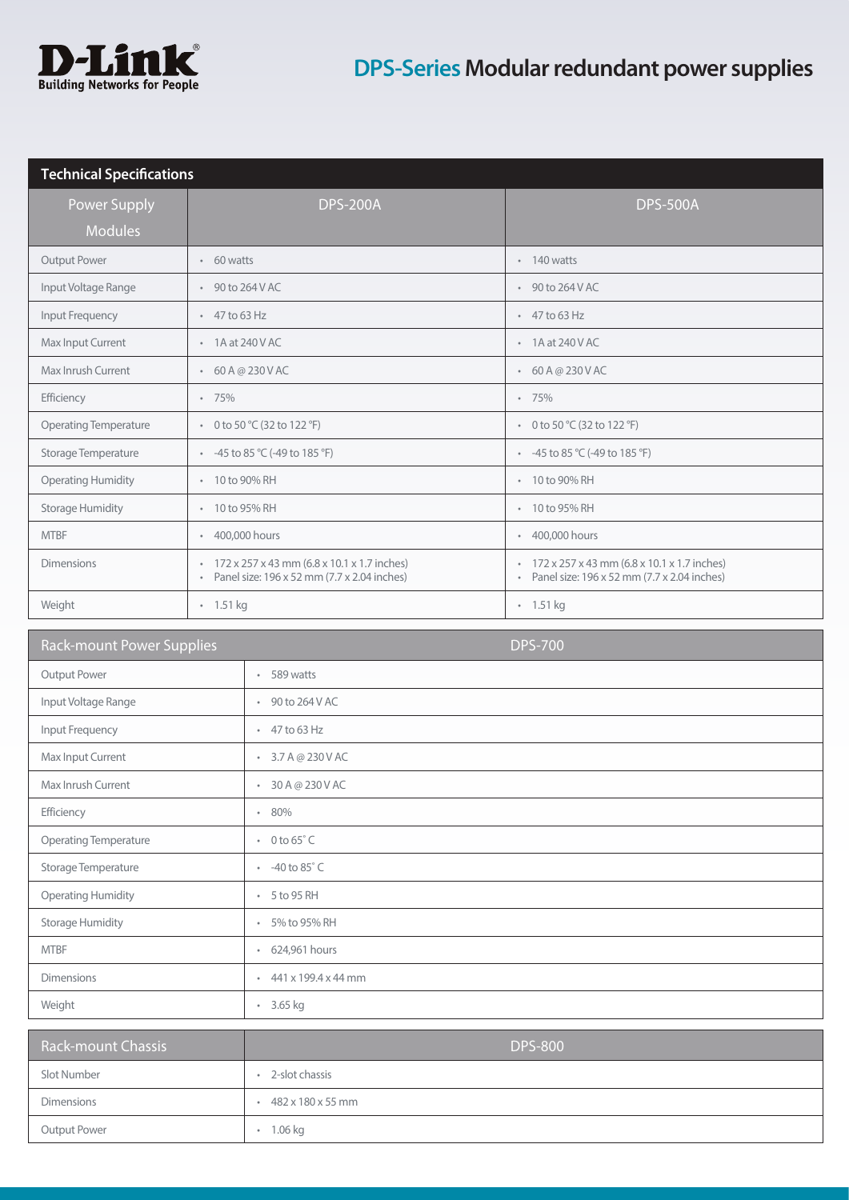# DPS-Series Modular redundant power supplies

## Technical Specifications

| Power Supply Modules | DPS-200A | DPS-500A |
|---|---|---|
| Output Power | • 60 watts | • 140 watts |
| Input Voltage Range | • 90 to 264 V AC | • 90 to 264 V AC |
| Input Frequency | • 47 to 63 Hz | • 47 to 63 Hz |
| Max Input Current | • 1A at 240 V AC | • 1A at 240 V AC |
| Max Inrush Current | • 60 A @ 230 V AC | • 60 A @ 230 V AC |
| Efficiency | • 75% | • 75% |
| Operating Temperature | • 0 to 50 °C (32 to 122 °F) | • 0 to 50 °C (32 to 122 °F) |
| Storage Temperature | • -45 to 85 °C (-49 to 185 °F) | • -45 to 85 °C (-49 to 185 °F) |
| Operating Humidity | • 10 to 90% RH | • 10 to 90% RH |
| Storage Humidity | • 10 to 95% RH | • 10 to 95% RH |
| MTBF | • 400,000 hours | • 400,000 hours |
| Dimensions | • 172 x 257 x 43 mm (6.8 x 10.1 x 1.7 inches)<br>• Panel size: 196 x 52 mm (7.7 x 2.04 inches) | • 172 x 257 x 43 mm (6.8 x 10.1 x 1.7 inches)<br>• Panel size: 196 x 52 mm (7.7 x 2.04 inches) |
| Weight | • 1.51 kg | • 1.51 kg |

| Rack-mount Power Supplies | DPS-700 |
|---|---|
| Output Power | • 589 watts |
| Input Voltage Range | • 90 to 264 V AC |
| Input Frequency | • 47 to 63 Hz |
| Max Input Current | • 3.7 A @ 230 V AC |
| Max Inrush Current | • 30 A @ 230 V AC |
| Efficiency | • 80% |
| Operating Temperature | • 0 to 65˚ C |
| Storage Temperature | • -40 to 85˚ C |
| Operating Humidity | • 5 to 95 RH |
| Storage Humidity | • 5% to 95% RH |
| MTBF | • 624,961 hours |
| Dimensions | • 441 x 199.4 x 44 mm |
| Weight | • 3.65 kg |

| Rack-mount Chassis | DPS-800 |
|---|---|
| Slot Number | • 2-slot chassis |
| Dimensions | • 482 x 180 x 55 mm |
| Output Power | • 1.06 kg |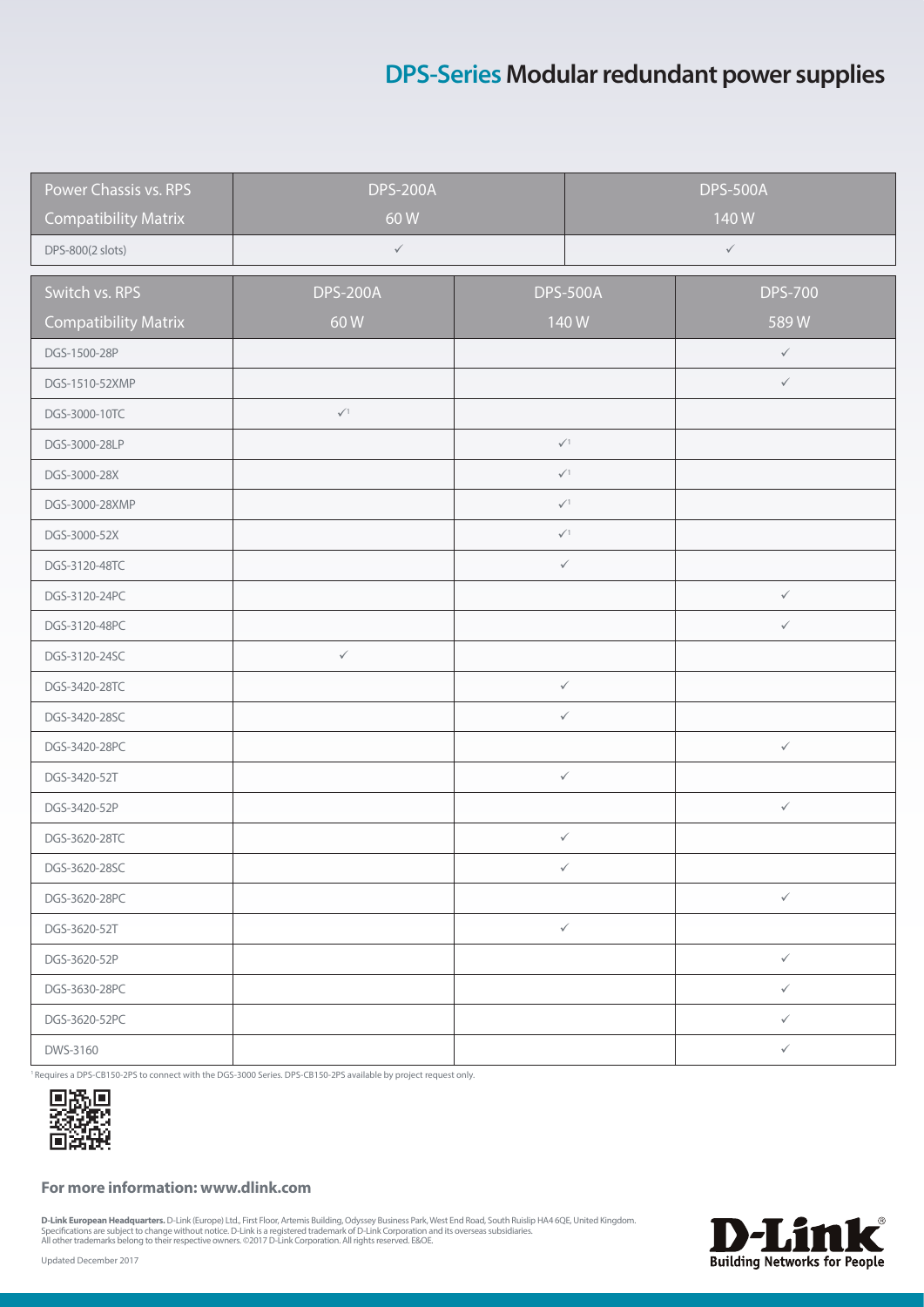# DPS-Series Modular redundant power supplies

| Power Chassis vs. RPS Compatibility Matrix | DPS-200A 60 W | DPS-500A 140 W |
|---|---|---|
| DPS-800(2 slots) | ✓ | ✓ |

| Switch vs. RPS Compatibility Matrix | DPS-200A 60 W | DPS-500A 140 W | DPS-700 589 W |
|---|---|---|---|
| DGS-1500-28P | | | ✓ |
| DGS-1510-52XMP | | | ✓ |
| DGS-3000-10TC | ✓[1] | | |
| DGS-3000-28LP | | ✓[1] | |
| DGS-3000-28X | | ✓[1] | |
| DGS-3000-28XMP | | ✓[1] | |
| DGS-3000-52X | | ✓[1] | |
| DGS-3120-48TC | | ✓ | |
| DGS-3120-24PC | | | ✓ |
| DGS-3120-48PC | | | ✓ |
| DGS-3120-24SC | ✓ | | |
| DGS-3420-28TC | | ✓ | |
| DGS-3420-28SC | | ✓ | |
| DGS-3420-28PC | | | ✓ |
| DGS-3420-52T | | ✓ | |
| DGS-3420-52P | | | ✓ |
| DGS-3620-28TC | | ✓ | |
| DGS-3620-28SC | | ✓ | |
| DGS-3620-28PC | | | ✓ |
| DGS-3620-52T | | ✓ | |
| DGS-3620-52P | | | ✓ |
| DGS-3630-28PC | | | ✓ |
| DGS-3620-52PC | | | ✓ |
| DWS-3160 | | | ✓ |

[1] Requires a DPS-CB150-2PS to connect with the DGS-3000 Series. DPS-CB150-2PS available by project request only.

**For more information: www.dlink.com**

**D-Link European Headquarters.** D-Link (Europe) Ltd., First Floor, Artemis Building, Odyssey Business Park, West End Road, South Ruislip HA4 6QE, United Kingdom.
Specifications are subject to change without notice. D-Link is a registered trademark of D-Link Corporation and its overseas subsidiaries.
All other trademarks belong to their respective owners. ©2017 D-Link Corporation. All rights reserved. E&OE.

D-Link® Building Networks for People

Updated December 2017